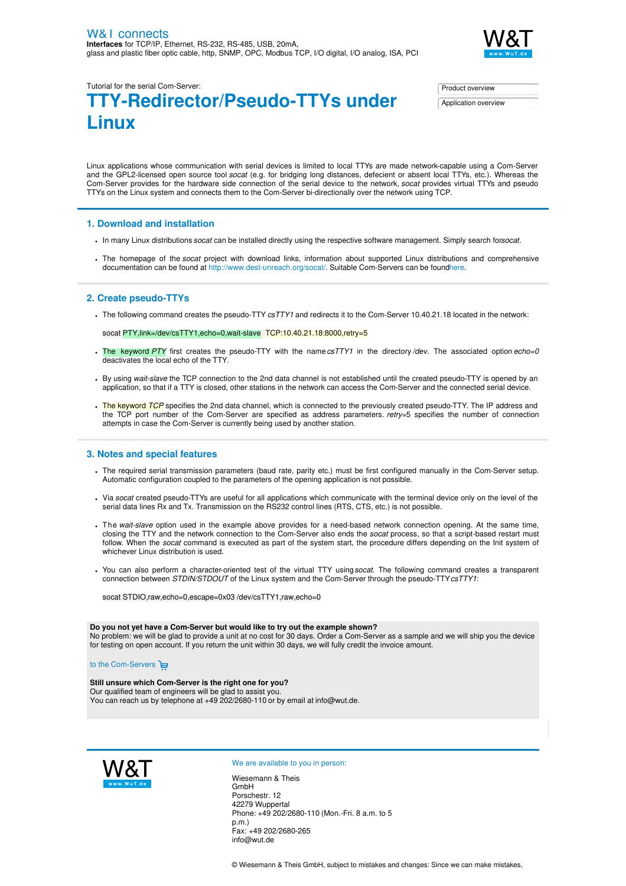W&T connects
**Interfaces** for TCP/IP, Ethernet, RS-232, RS-485, USB, 20mA, glass and plastic fiber optic cable, http, SNMP, OPC, Modbus TCP, I/O digital, I/O analog, ISA, PCI

Tutorial for the serial Com-Server:

# TTY-Redirector/Pseudo-TTYs under Linux

Product overview

Application overview

Linux applications whose communication with serial devices is limited to local TTYs are made network-capable using a Com-Server and the GPL2-licensed open source tool *socat* (e.g. for bridging long distances, defecient or absent local TTYs, etc.). Whereas the Com-Server provides for the hardware side connection of the serial device to the network, *socat* provides virtual TTYs and pseudo TTYs on the Linux system and connects them to the Com-Server bi-directionally over the network using TCP.

## 1. Download and installation

- In many Linux distributions *socat* can be installed directly using the respective software management. Simply search for *socat*.
- The homepage of the *socat* project with download links, information about supported Linux distributions and comprehensive documentation can be found at http://www.dest-unreach.org/socat/. Suitable Com-Servers can be found here.

## 2. Create pseudo-TTYs

- The following command creates the pseudo-TTY *csTTY1* and redirects it to the Com-Server 10.40.21.18 located in the network:

  ```
  socat PTY,link=/dev/csTTY1,echo=0,wait-slave TCP:10.40.21.18:8000,retry=5
  ```

- The keyword *PTY* first creates the pseudo-TTY with the name *csTTY1* in the directory */dev*. The associated option *echo=0* deactivates the local echo of the TTY.
- By using *wait-slave* the TCP connection to the 2nd data channel is not established until the created pseudo-TTY is opened by an application, so that if a TTY is closed, other stations in the network can access the Com-Server and the connected serial device.
- The keyword *TCP* specifies the 2nd data channel, which is connected to the previously created pseudo-TTY. The IP address and the TCP port number of the Com-Server are specified as address parameters. *retry*=5 specifies the number of connection attempts in case the Com-Server is currently being used by another station.

## 3. Notes and special features

- The required serial transmission parameters (baud rate, parity etc.) must be first configured manually in the Com-Server setup. Automatic configuration coupled to the parameters of the opening application is not possible.
- Via *socat* created pseudo-TTYs are useful for all applications which communicate with the terminal device only on the level of the serial data lines Rx and Tx. Transmission on the RS232 control lines (RTS, CTS, etc.) is not possible.
- The *wait-slave* option used in the example above provides for a need-based network connection opening. At the same time, closing the TTY and the network connection to the Com-Server also ends the *socat* process, so that a script-based restart must follow. When the *socat* command is executed as part of the system start, the procedure differs depending on the Init system of whichever Linux distribution is used.
- You can also perform a character-oriented test of the virtual TTY using *socat*. The following command creates a transparent connection between *STDIN/STDOUT* of the Linux system and the Com-Server through the pseudo-TTY *csTTY1*:

  ```
  socat STDIO,raw,echo=0,escape=0x03 /dev/csTTY1,raw,echo=0
  ```

**Do you not yet have a Com-Server but would like to try out the example shown?**
No problem: we will be glad to provide a unit at no cost for 30 days. Order a Com-Server as a sample and we will ship you the device for testing on open account. If you return the unit within 30 days, we will fully credit the invoice amount.

to the Com-Servers

**Still unsure which Com-Server is the right one for you?**
Our qualified team of engineers will be glad to assist you.
You can reach us by telephone at +49 202/2680-110 or by email at info@wut.de.

We are available to you in person:

Wiesemann & Theis GmbH
Porschestr. 12
42279 Wuppertal
Phone: +49 202/2680-110 (Mon.-Fri. 8 a.m. to 5 p.m.)
Fax: +49 202/2680-265
info@wut.de

© Wiesemann & Theis GmbH, subject to mistakes and changes: Since we can make mistakes,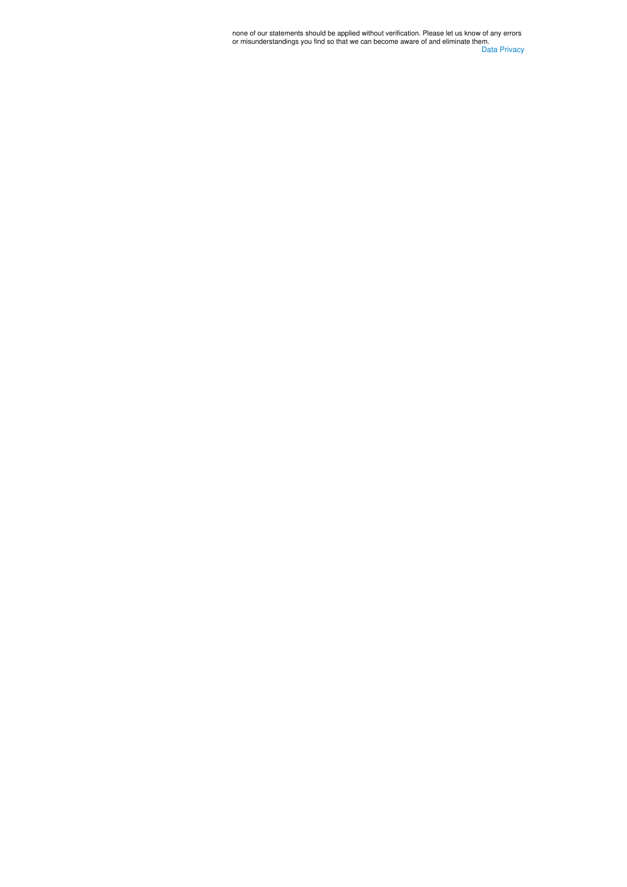none of our statements should be applied without verification. Please let us know of any errors or misunderstandings you find so that we can become aware of and eliminate them.

Data Privacy